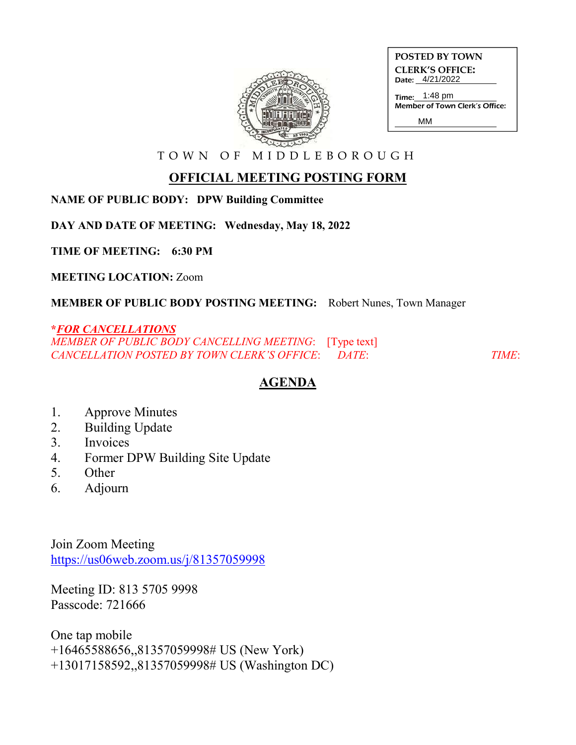POSTED BY TOWN CLERK'S OFFICE:
Date: 4/21/2022
Time: 1:48 pm
Member of Town Clerk's Office: MM

TOWN OF MIDDLEBOROUGH

# OFFICIAL MEETING POSTING FORM

**NAME OF PUBLIC BODY: DPW Building Committee**

**DAY AND DATE OF MEETING: Wednesday, May 18, 2022**

**TIME OF MEETING: 6:30 PM**

**MEETING LOCATION:** Zoom

**MEMBER OF PUBLIC BODY POSTING MEETING:** Robert Nunes, Town Manager

***FOR CANCELLATIONS***
*MEMBER OF PUBLIC BODY CANCELLING MEETING*: [Type text]
*CANCELLATION POSTED BY TOWN CLERK'S OFFICE*: *DATE*: *TIME*:

## AGENDA

1. Approve Minutes
2. Building Update
3. Invoices
4. Former DPW Building Site Update
5. Other
6. Adjourn

Join Zoom Meeting
https://us06web.zoom.us/j/81357059998

Meeting ID: 813 5705 9998
Passcode: 721666

One tap mobile
+16465588656,,81357059998# US (New York)
+13017158592,,81357059998# US (Washington DC)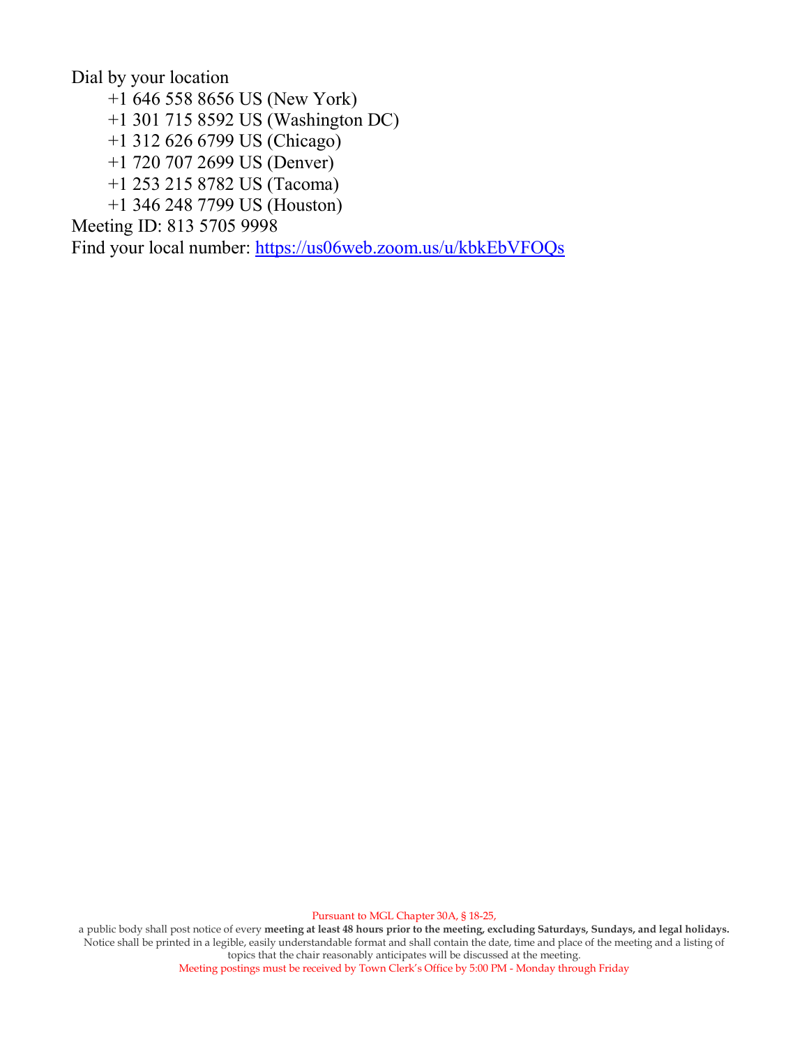Dial by your location

- +1 646 558 8656 US (New York)
- +1 301 715 8592 US (Washington DC)
- +1 312 626 6799 US (Chicago)
- +1 720 707 2699 US (Denver)
- +1 253 215 8782 US (Tacoma)
- +1 346 248 7799 US (Houston)

Meeting ID: 813 5705 9998

Find your local number: [https://us06web.zoom.us/u/kbkEbVFOQs](https://us06web.zoom.us/u/kbkEbVFOQs)

Pursuant to MGL Chapter 30A, § 18-25,

a public body shall post notice of every **meeting at least 48 hours prior to the meeting, excluding Saturdays, Sundays, and legal holidays.** Notice shall be printed in a legible, easily understandable format and shall contain the date, time and place of the meeting and a listing of topics that the chair reasonably anticipates will be discussed at the meeting.

Meeting postings must be received by Town Clerk's Office by 5:00 PM - Monday through Friday